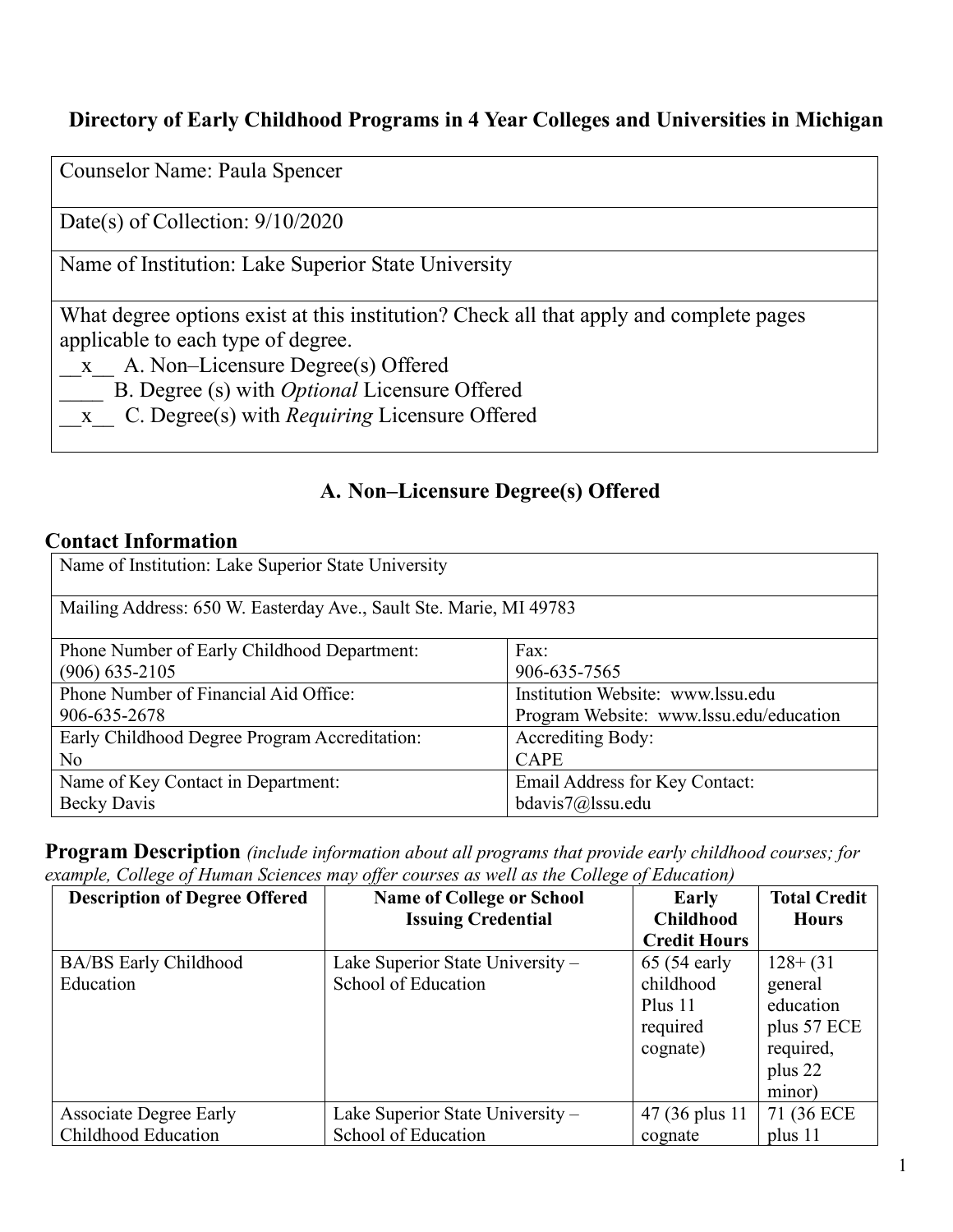# Directory of Early Childhood Programs in 4 Year Colleges and Universities in Michigan

| |
|---|
| Counselor Name: Paula Spencer |
| Date(s) of Collection: 9/10/2020 |
| Name of Institution: Lake Superior State University |
| What degree options exist at this institution? Check all that apply and complete pages applicable to each type of degree.<br>\_\_x\_\_ A. Non–Licensure Degree(s) Offered<br>\_\_\_\_ B. Degree (s) with *Optional* Licensure Offered<br>\_\_x\_\_ C. Degree(s) with *Requiring* Licensure Offered |

## A. Non–Licensure Degree(s) Offered

### Contact Information

| | |
|---|---|
| Name of Institution: Lake Superior State University | |
| Mailing Address: 650 W. Easterday Ave., Sault Ste. Marie, MI 49783 | |
| Phone Number of Early Childhood Department:<br>(906) 635-2105 | Fax:<br>906-635-7565 |
| Phone Number of Financial Aid Office:<br>906-635-2678 | Institution Website: www.lssu.edu<br>Program Website: www.lssu.edu/education |
| Early Childhood Degree Program Accreditation:<br>No | Accrediting Body:<br>CAPE |
| Name of Key Contact in Department:<br>Becky Davis | Email Address for Key Contact:<br>bdavis7@lssu.edu |

**Program Description** *(include information about all programs that provide early childhood courses; for example, College of Human Sciences may offer courses as well as the College of Education)*

| Description of Degree Offered | Name of College or School Issuing Credential | Early Childhood Credit Hours | Total Credit Hours |
|---|---|---|---|
| BA/BS Early Childhood Education | Lake Superior State University – School of Education | 65 (54 early childhood Plus 11 required cognate) | 128+ (31 general education plus 57 ECE required, plus 22 minor) |
| Associate Degree Early Childhood Education | Lake Superior State University – School of Education | 47 (36 plus 11 cognate | 71 (36 ECE plus 11 |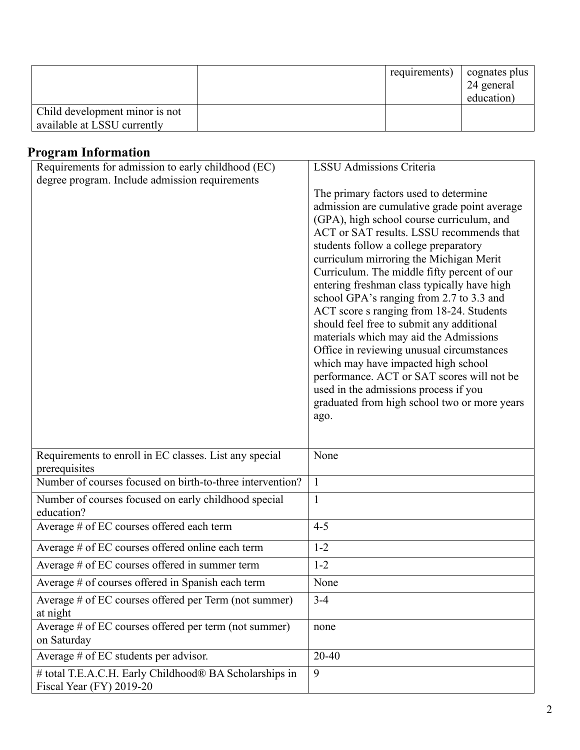| | | requirements) | cognates plus 24 general education) |
|---|---|---|---|
| Child development minor is not available at LSSU currently | | | |

## Program Information

| Requirements for admission to early childhood (EC) degree program. Include admission requirements | LSSU Admissions Criteria<br><br>The primary factors used to determine admission are cumulative grade point average (GPA), high school course curriculum, and ACT or SAT results. LSSU recommends that students follow a college preparatory curriculum mirroring the Michigan Merit Curriculum. The middle fifty percent of our entering freshman class typically have high school GPA's ranging from 2.7 to 3.3 and ACT score s ranging from 18-24. Students should feel free to submit any additional materials which may aid the Admissions Office in reviewing unusual circumstances which may have impacted high school performance. ACT or SAT scores will not be used in the admissions process if you graduated from high school two or more years ago. |
|---|---|
| Requirements to enroll in EC classes. List any special prerequisites | None |
| Number of courses focused on birth-to-three intervention? | 1 |
| Number of courses focused on early childhood special education? | 1 |
| Average # of EC courses offered each term | 4-5 |
| Average # of EC courses offered online each term | 1-2 |
| Average # of EC courses offered in summer term | 1-2 |
| Average # of courses offered in Spanish each term | None |
| Average # of EC courses offered per Term (not summer) at night | 3-4 |
| Average # of EC courses offered per term (not summer) on Saturday | none |
| Average # of EC students per advisor. | 20-40 |
| # total T.E.A.C.H. Early Childhood® BA Scholarships in Fiscal Year (FY) 2019-20 | 9 |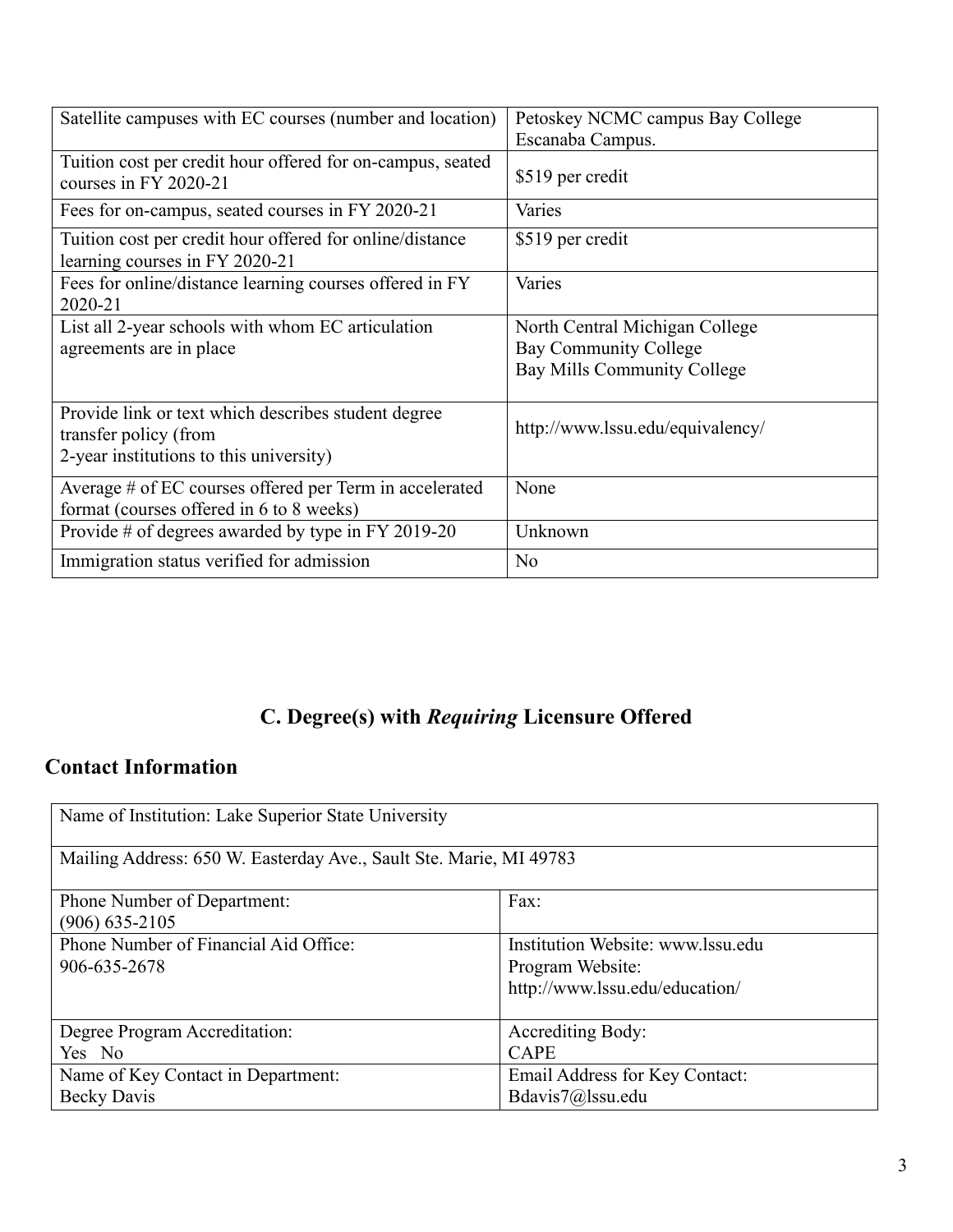| Satellite campuses with EC courses (number and location) | Petoskey NCMC campus Bay College Escanaba Campus. |
|---|---|
| Tuition cost per credit hour offered for on-campus, seated courses in FY 2020-21 | \$519 per credit |
| Fees for on-campus, seated courses in FY 2020-21 | Varies |
| Tuition cost per credit hour offered for online/distance learning courses in FY 2020-21 | \$519 per credit |
| Fees for online/distance learning courses offered in FY 2020-21 | Varies |
| List all 2-year schools with whom EC articulation agreements are in place | North Central Michigan College<br>Bay Community College<br>Bay Mills Community College |
| Provide link or text which describes student degree transfer policy (from 2-year institutions to this university) | http://www.lssu.edu/equivalency/ |
| Average # of EC courses offered per Term in accelerated format (courses offered in 6 to 8 weeks) | None |
| Provide # of degrees awarded by type in FY 2019-20 | Unknown |
| Immigration status verified for admission | No |

## C. Degree(s) with *Requiring* Licensure Offered

## Contact Information

| Name of Institution: Lake Superior State University | |
|---|---|
| Mailing Address: 650 W. Easterday Ave., Sault Ste. Marie, MI 49783 | |
| Phone Number of Department:<br>(906) 635-2105 | Fax: |
| Phone Number of Financial Aid Office:<br>906-635-2678 | Institution Website: www.lssu.edu<br>Program Website:<br>http://www.lssu.edu/education/ |
| Degree Program Accreditation:<br>Yes No | Accrediting Body:<br>CAPE |
| Name of Key Contact in Department:<br>Becky Davis | Email Address for Key Contact:<br>Bdavis7@lssu.edu |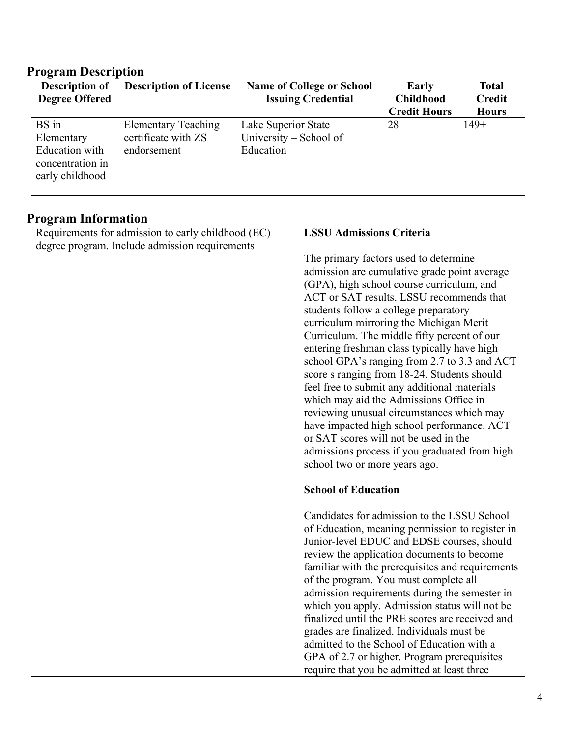## Program Description

| Description of Degree Offered | Description of License | Name of College or School Issuing Credential | Early Childhood Credit Hours | Total Credit Hours |
|---|---|---|---|---|
| BS in Elementary Education with concentration in early childhood | Elementary Teaching certificate with ZS endorsement | Lake Superior State University – School of Education | 28 | 149+ |

## Program Information

| Requirements for admission to early childhood (EC) degree program. Include admission requirements | **LSSU Admissions Criteria**<br><br>The primary factors used to determine admission are cumulative grade point average (GPA), high school course curriculum, and ACT or SAT results. LSSU recommends that students follow a college preparatory curriculum mirroring the Michigan Merit Curriculum. The middle fifty percent of our entering freshman class typically have high school GPA's ranging from 2.7 to 3.3 and ACT score s ranging from 18-24. Students should feel free to submit any additional materials which may aid the Admissions Office in reviewing unusual circumstances which may have impacted high school performance. ACT or SAT scores will not be used in the admissions process if you graduated from high school two or more years ago.<br><br>**School of Education**<br><br>Candidates for admission to the LSSU School of Education, meaning permission to register in Junior-level EDUC and EDSE courses, should review the application documents to become familiar with the prerequisites and requirements of the program. You must complete all admission requirements during the semester in which you apply. Admission status will not be finalized until the PRE scores are received and grades are finalized. Individuals must be admitted to the School of Education with a GPA of 2.7 or higher. Program prerequisites require that you be admitted at least three |
|---|---|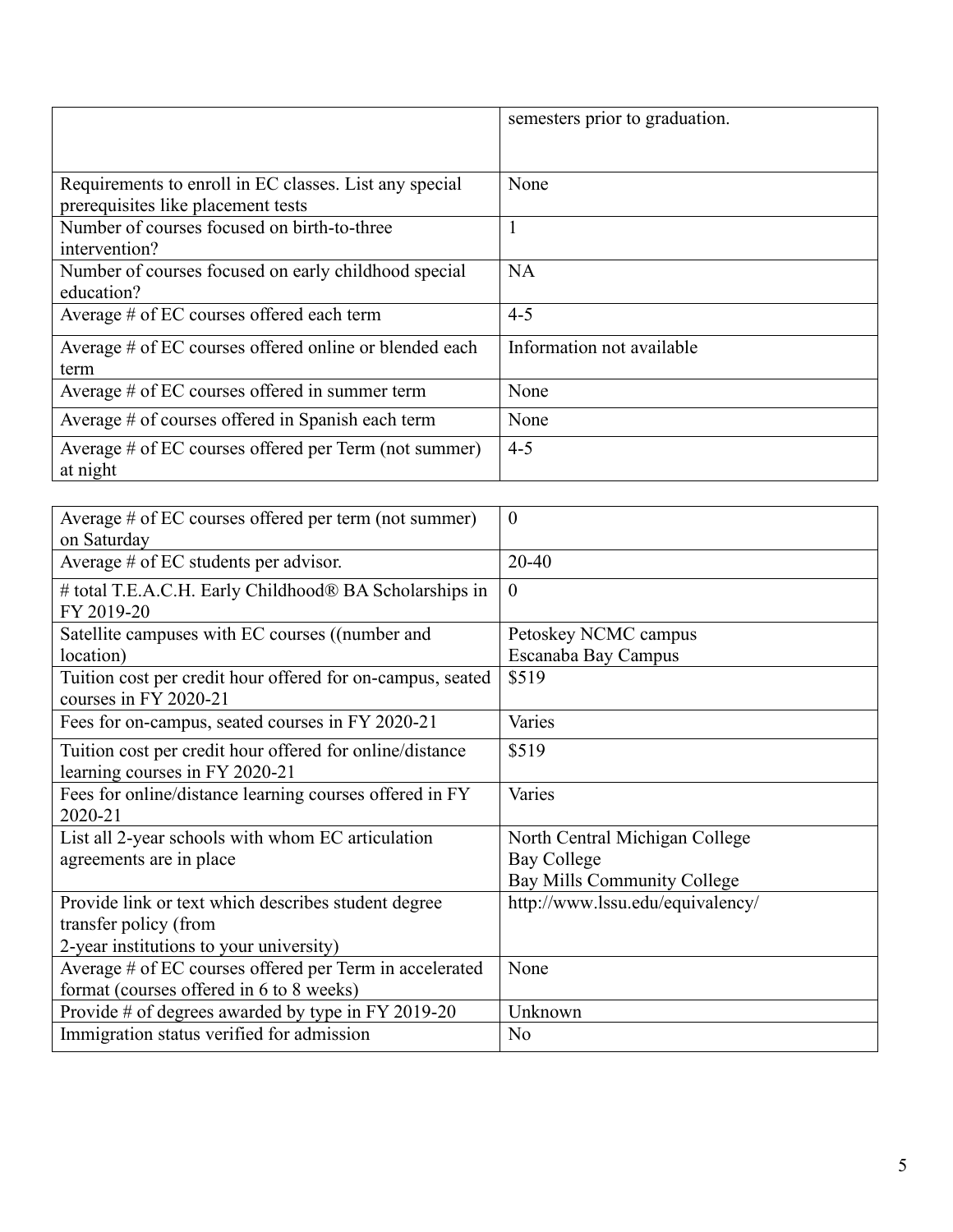| | |
|---|---|
| | semesters prior to graduation. |
| Requirements to enroll in EC classes. List any special prerequisites like placement tests | None |
| Number of courses focused on birth-to-three intervention? | 1 |
| Number of courses focused on early childhood special education? | NA |
| Average # of EC courses offered each term | 4-5 |
| Average # of EC courses offered online or blended each term | Information not available |
| Average # of EC courses offered in summer term | None |
| Average # of courses offered in Spanish each term | None |
| Average # of EC courses offered per Term (not summer) at night | 4-5 |

| | |
|---|---|
| Average # of EC courses offered per term (not summer) on Saturday | 0 |
| Average # of EC students per advisor. | 20-40 |
| # total T.E.A.C.H. Early Childhood® BA Scholarships in FY 2019-20 | 0 |
| Satellite campuses with EC courses ((number and location) | Petoskey NCMC campus<br>Escanaba Bay Campus |
| Tuition cost per credit hour offered for on-campus, seated courses in FY 2020-21 | $519 |
| Fees for on-campus, seated courses in FY 2020-21 | Varies |
| Tuition cost per credit hour offered for online/distance learning courses in FY 2020-21 | $519 |
| Fees for online/distance learning courses offered in FY 2020-21 | Varies |
| List all 2-year schools with whom EC articulation agreements are in place | North Central Michigan College<br>Bay College<br>Bay Mills Community College |
| Provide link or text which describes student degree transfer policy (from 2-year institutions to your university) | http://www.lssu.edu/equivalency/ |
| Average # of EC courses offered per Term in accelerated format (courses offered in 6 to 8 weeks) | None |
| Provide # of degrees awarded by type in FY 2019-20 | Unknown |
| Immigration status verified for admission | No |